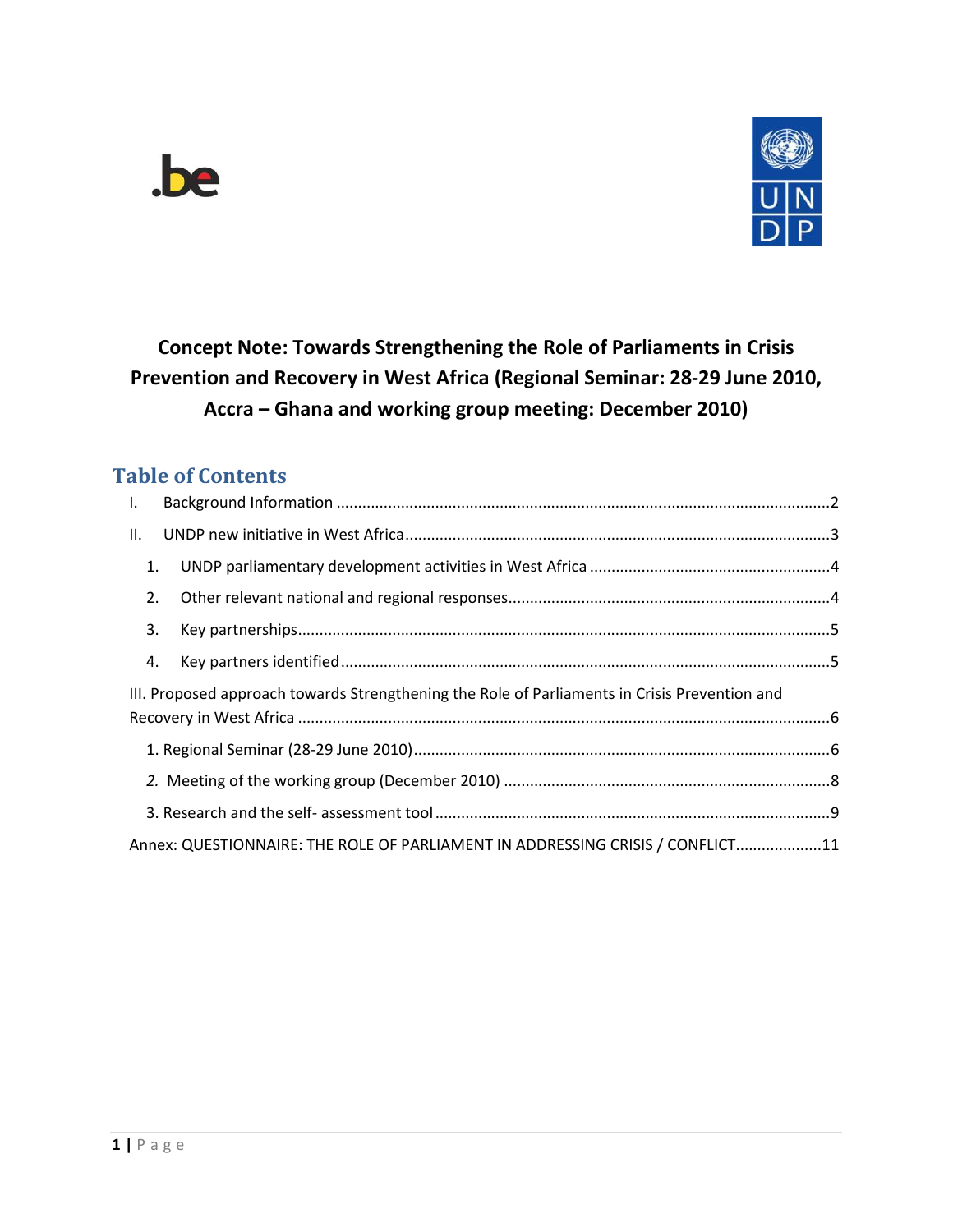# Concept Note: Towards Strengthening the Role of Parliaments in Crisis Prevention and Recovery in West Africa (Regional Seminar: 28-29 June 2010, Accra – Ghana and working group meeting: December 2010)

## Table of Contents

I. Background Information ........................................................................................2

II. UNDP new initiative in West Africa ........................................................................3

1. UNDP parliamentary development activities in West Africa ..................................4
2. Other relevant national and regional responses .....................................................4
3. Key partnerships........................................................................................................5
4. Key partners identified...............................................................................................5

III. Proposed approach towards Strengthening the Role of Parliaments in Crisis Prevention and Recovery in West Africa ..........................................................................................6

1. Regional Seminar (28-29 June 2010).........................................................................6
2. *Meeting of the working group (December 2010)* ...................................................8
3. Research and the self- assessment tool.....................................................................9

Annex: QUESTIONNAIRE: THE ROLE OF PARLIAMENT IN ADDRESSING CRISIS / CONFLICT....................11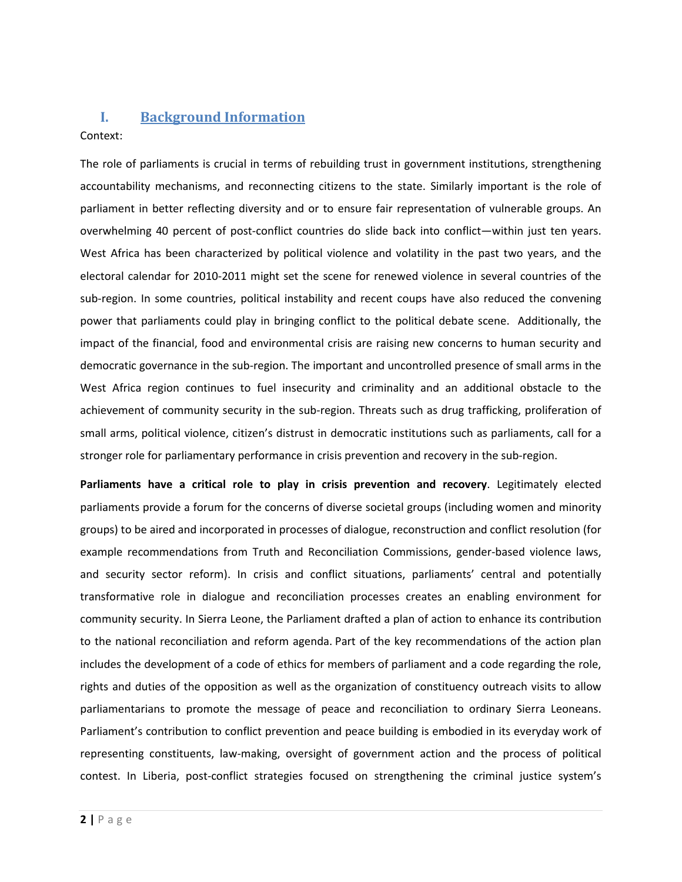# I. Background Information

Context:

The role of parliaments is crucial in terms of rebuilding trust in government institutions, strengthening accountability mechanisms, and reconnecting citizens to the state. Similarly important is the role of parliament in better reflecting diversity and or to ensure fair representation of vulnerable groups. An overwhelming 40 percent of post-conflict countries do slide back into conflict—within just ten years. West Africa has been characterized by political violence and volatility in the past two years, and the electoral calendar for 2010-2011 might set the scene for renewed violence in several countries of the sub-region. In some countries, political instability and recent coups have also reduced the convening power that parliaments could play in bringing conflict to the political debate scene. Additionally, the impact of the financial, food and environmental crisis are raising new concerns to human security and democratic governance in the sub-region. The important and uncontrolled presence of small arms in the West Africa region continues to fuel insecurity and criminality and an additional obstacle to the achievement of community security in the sub-region. Threats such as drug trafficking, proliferation of small arms, political violence, citizen's distrust in democratic institutions such as parliaments, call for a stronger role for parliamentary performance in crisis prevention and recovery in the sub-region.

**Parliaments have a critical role to play in crisis prevention and recovery**. Legitimately elected parliaments provide a forum for the concerns of diverse societal groups (including women and minority groups) to be aired and incorporated in processes of dialogue, reconstruction and conflict resolution (for example recommendations from Truth and Reconciliation Commissions, gender-based violence laws, and security sector reform). In crisis and conflict situations, parliaments' central and potentially transformative role in dialogue and reconciliation processes creates an enabling environment for community security. In Sierra Leone, the Parliament drafted a plan of action to enhance its contribution to the national reconciliation and reform agenda. Part of the key recommendations of the action plan includes the development of a code of ethics for members of parliament and a code regarding the role, rights and duties of the opposition as well as the organization of constituency outreach visits to allow parliamentarians to promote the message of peace and reconciliation to ordinary Sierra Leoneans. Parliament's contribution to conflict prevention and peace building is embodied in its everyday work of representing constituents, law-making, oversight of government action and the process of political contest. In Liberia, post-conflict strategies focused on strengthening the criminal justice system's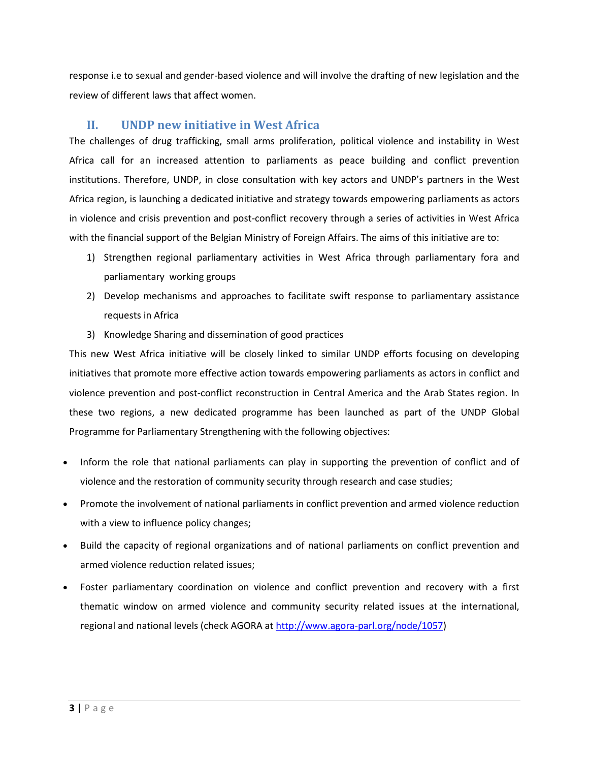response i.e to sexual and gender-based violence and will involve the drafting of new legislation and the review of different laws that affect women.

## II. UNDP new initiative in West Africa

The challenges of drug trafficking, small arms proliferation, political violence and instability in West Africa call for an increased attention to parliaments as peace building and conflict prevention institutions. Therefore, UNDP, in close consultation with key actors and UNDP's partners in the West Africa region, is launching a dedicated initiative and strategy towards empowering parliaments as actors in violence and crisis prevention and post-conflict recovery through a series of activities in West Africa with the financial support of the Belgian Ministry of Foreign Affairs. The aims of this initiative are to:

1) Strengthen regional parliamentary activities in West Africa through parliamentary fora and parliamentary working groups
2) Develop mechanisms and approaches to facilitate swift response to parliamentary assistance requests in Africa
3) Knowledge Sharing and dissemination of good practices

This new West Africa initiative will be closely linked to similar UNDP efforts focusing on developing initiatives that promote more effective action towards empowering parliaments as actors in conflict and violence prevention and post-conflict reconstruction in Central America and the Arab States region. In these two regions, a new dedicated programme has been launched as part of the UNDP Global Programme for Parliamentary Strengthening with the following objectives:

- Inform the role that national parliaments can play in supporting the prevention of conflict and of violence and the restoration of community security through research and case studies;
- Promote the involvement of national parliaments in conflict prevention and armed violence reduction with a view to influence policy changes;
- Build the capacity of regional organizations and of national parliaments on conflict prevention and armed violence reduction related issues;
- Foster parliamentary coordination on violence and conflict prevention and recovery with a first thematic window on armed violence and community security related issues at the international, regional and national levels (check AGORA at http://www.agora-parl.org/node/1057)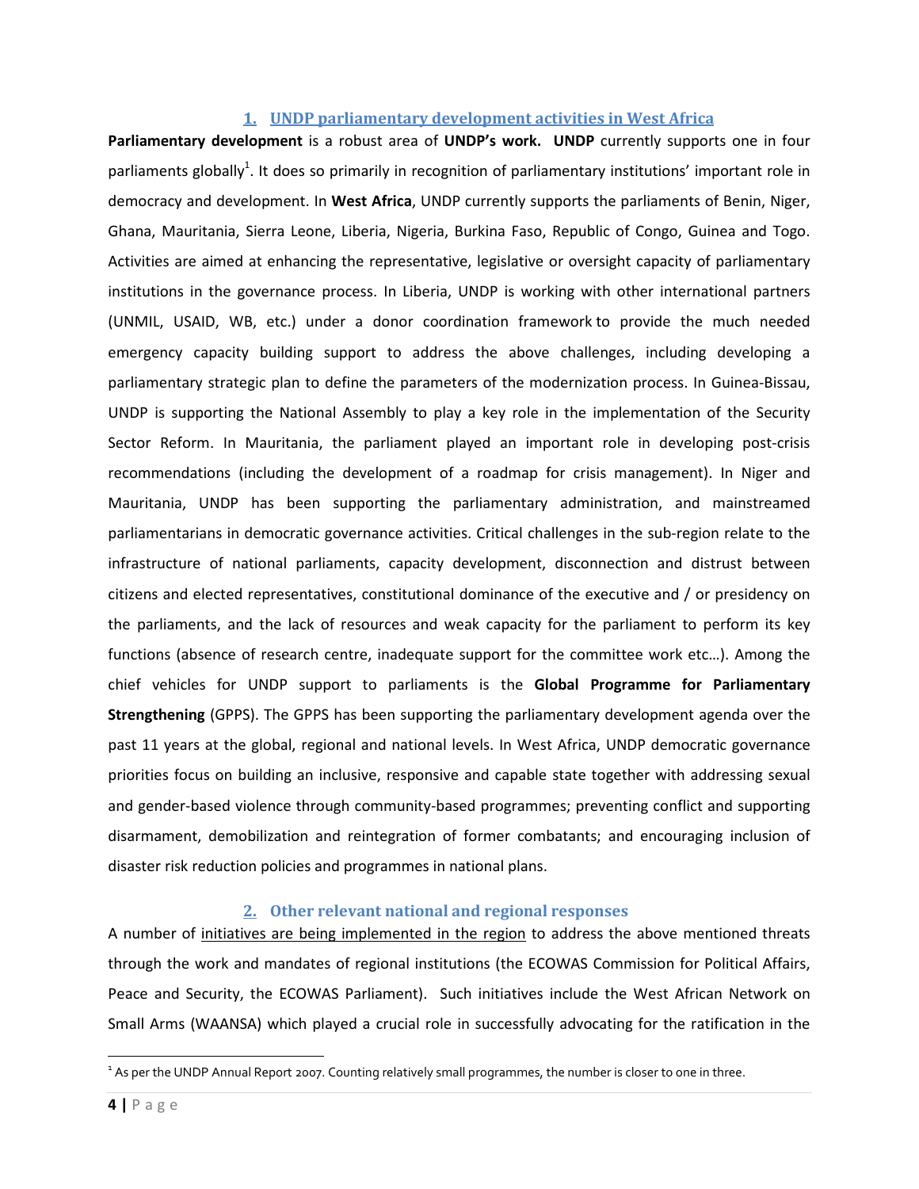## 1. UNDP parliamentary development activities in West Africa

**Parliamentary development** is a robust area of **UNDP's work. UNDP** currently supports one in four parliaments globally[1]. It does so primarily in recognition of parliamentary institutions' important role in democracy and development. In **West Africa**, UNDP currently supports the parliaments of Benin, Niger, Ghana, Mauritania, Sierra Leone, Liberia, Nigeria, Burkina Faso, Republic of Congo, Guinea and Togo. Activities are aimed at enhancing the representative, legislative or oversight capacity of parliamentary institutions in the governance process. In Liberia, UNDP is working with other international partners (UNMIL, USAID, WB, etc.) under a donor coordination framework to provide the much needed emergency capacity building support to address the above challenges, including developing a parliamentary strategic plan to define the parameters of the modernization process. In Guinea-Bissau, UNDP is supporting the National Assembly to play a key role in the implementation of the Security Sector Reform. In Mauritania, the parliament played an important role in developing post-crisis recommendations (including the development of a roadmap for crisis management). In Niger and Mauritania, UNDP has been supporting the parliamentary administration, and mainstreamed parliamentarians in democratic governance activities. Critical challenges in the sub-region relate to the infrastructure of national parliaments, capacity development, disconnection and distrust between citizens and elected representatives, constitutional dominance of the executive and / or presidency on the parliaments, and the lack of resources and weak capacity for the parliament to perform its key functions (absence of research centre, inadequate support for the committee work etc…). Among the chief vehicles for UNDP support to parliaments is the **Global Programme for Parliamentary Strengthening** (GPPS). The GPPS has been supporting the parliamentary development agenda over the past 11 years at the global, regional and national levels. In West Africa, UNDP democratic governance priorities focus on building an inclusive, responsive and capable state together with addressing sexual and gender-based violence through community-based programmes; preventing conflict and supporting disarmament, demobilization and reintegration of former combatants; and encouraging inclusion of disaster risk reduction policies and programmes in national plans.

## 2. Other relevant national and regional responses

A number of initiatives are being implemented in the region to address the above mentioned threats through the work and mandates of regional institutions (the ECOWAS Commission for Political Affairs, Peace and Security, the ECOWAS Parliament). Such initiatives include the West African Network on Small Arms (WAANSA) which played a crucial role in successfully advocating for the ratification in the

---

[1] As per the UNDP Annual Report 2007. Counting relatively small programmes, the number is closer to one in three.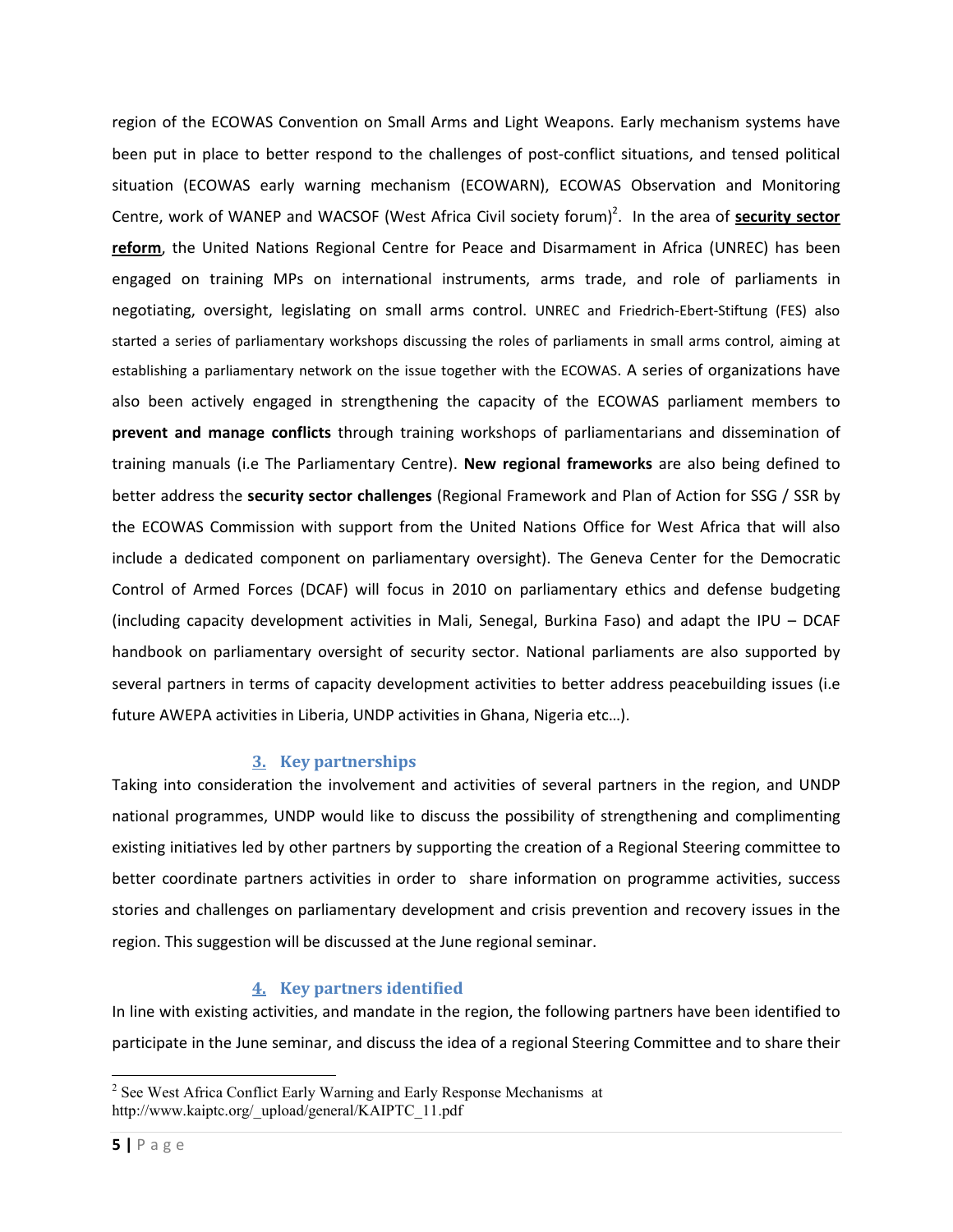region of the ECOWAS Convention on Small Arms and Light Weapons. Early mechanism systems have been put in place to better respond to the challenges of post-conflict situations, and tensed political situation (ECOWAS early warning mechanism (ECOWARN), ECOWAS Observation and Monitoring Centre, work of WANEP and WACSOF (West Africa Civil society forum)[2]. In the area of **security sector reform**, the United Nations Regional Centre for Peace and Disarmament in Africa (UNREC) has been engaged on training MPs on international instruments, arms trade, and role of parliaments in negotiating, oversight, legislating on small arms control. UNREC and Friedrich-Ebert-Stiftung (FES) also started a series of parliamentary workshops discussing the roles of parliaments in small arms control, aiming at establishing a parliamentary network on the issue together with the ECOWAS. A series of organizations have also been actively engaged in strengthening the capacity of the ECOWAS parliament members to **prevent and manage conflicts** through training workshops of parliamentarians and dissemination of training manuals (i.e The Parliamentary Centre). **New regional frameworks** are also being defined to better address the **security sector challenges** (Regional Framework and Plan of Action for SSG / SSR by the ECOWAS Commission with support from the United Nations Office for West Africa that will also include a dedicated component on parliamentary oversight). The Geneva Center for the Democratic Control of Armed Forces (DCAF) will focus in 2010 on parliamentary ethics and defense budgeting (including capacity development activities in Mali, Senegal, Burkina Faso) and adapt the IPU – DCAF handbook on parliamentary oversight of security sector. National parliaments are also supported by several partners in terms of capacity development activities to better address peacebuilding issues (i.e future AWEPA activities in Liberia, UNDP activities in Ghana, Nigeria etc…).

## 3. Key partnerships

Taking into consideration the involvement and activities of several partners in the region, and UNDP national programmes, UNDP would like to discuss the possibility of strengthening and complimenting existing initiatives led by other partners by supporting the creation of a Regional Steering committee to better coordinate partners activities in order to share information on programme activities, success stories and challenges on parliamentary development and crisis prevention and recovery issues in the region. This suggestion will be discussed at the June regional seminar.

## 4. Key partners identified

In line with existing activities, and mandate in the region, the following partners have been identified to participate in the June seminar, and discuss the idea of a regional Steering Committee and to share their

[2] See West Africa Conflict Early Warning and Early Response Mechanisms at http://www.kaiptc.org/_upload/general/KAIPTC_11.pdf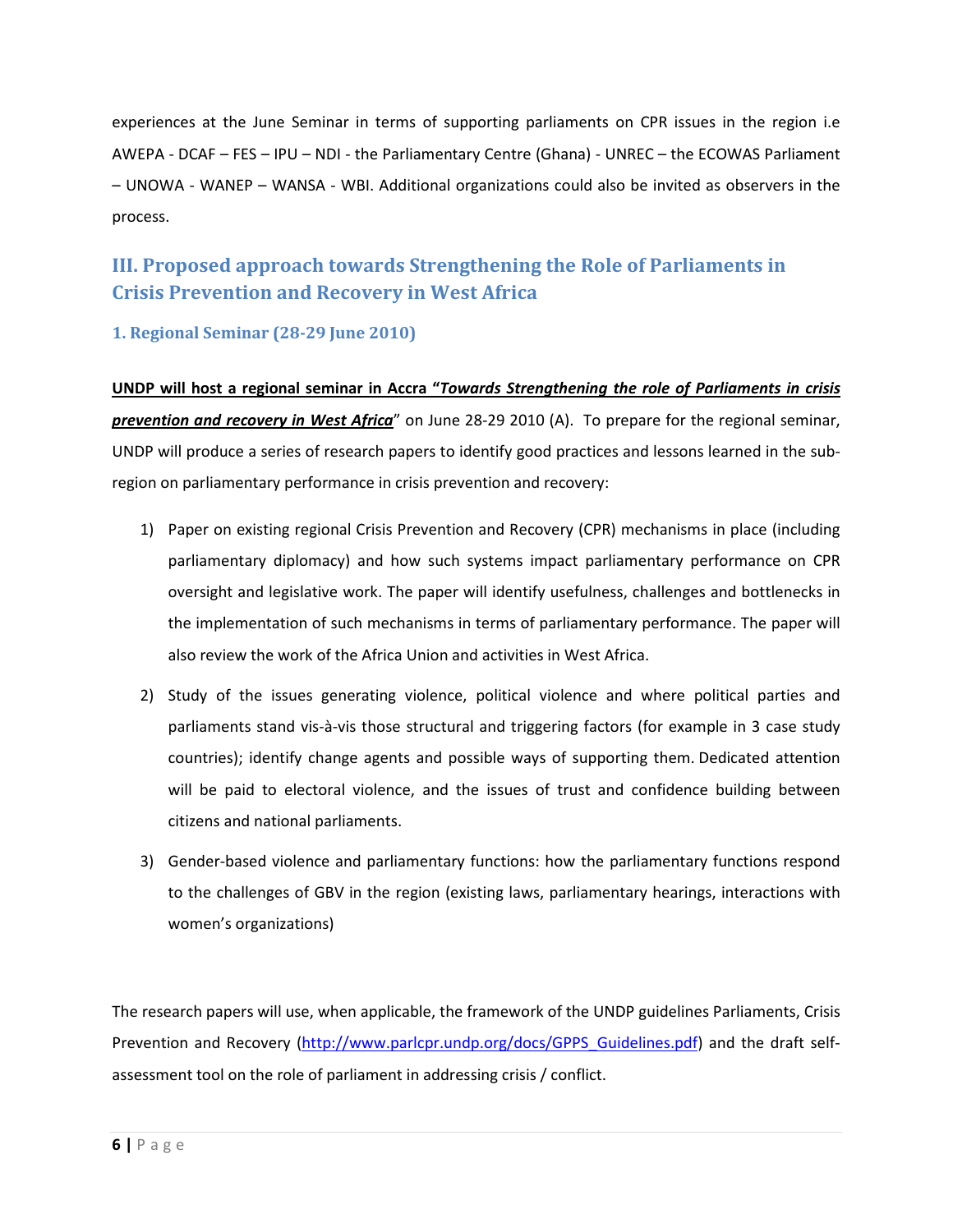experiences at the June Seminar in terms of supporting parliaments on CPR issues in the region i.e AWEPA - DCAF – FES – IPU – NDI - the Parliamentary Centre (Ghana) - UNREC – the ECOWAS Parliament – UNOWA - WANEP – WANSA - WBI. Additional organizations could also be invited as observers in the process.

## III. Proposed approach towards Strengthening the Role of Parliaments in Crisis Prevention and Recovery in West Africa

### 1. Regional Seminar (28-29 June 2010)

**UNDP will host a regional seminar in Accra "*Towards Strengthening the role of Parliaments in crisis prevention and recovery in West Africa*"** on June 28-29 2010 (A). To prepare for the regional seminar, UNDP will produce a series of research papers to identify good practices and lessons learned in the sub-region on parliamentary performance in crisis prevention and recovery:

1) Paper on existing regional Crisis Prevention and Recovery (CPR) mechanisms in place (including parliamentary diplomacy) and how such systems impact parliamentary performance on CPR oversight and legislative work. The paper will identify usefulness, challenges and bottlenecks in the implementation of such mechanisms in terms of parliamentary performance. The paper will also review the work of the Africa Union and activities in West Africa.

2) Study of the issues generating violence, political violence and where political parties and parliaments stand vis-à-vis those structural and triggering factors (for example in 3 case study countries); identify change agents and possible ways of supporting them. Dedicated attention will be paid to electoral violence, and the issues of trust and confidence building between citizens and national parliaments.

3) Gender-based violence and parliamentary functions: how the parliamentary functions respond to the challenges of GBV in the region (existing laws, parliamentary hearings, interactions with women's organizations)

The research papers will use, when applicable, the framework of the UNDP guidelines Parliaments, Crisis Prevention and Recovery (http://www.parlcpr.undp.org/docs/GPPS_Guidelines.pdf) and the draft self-assessment tool on the role of parliament in addressing crisis / conflict.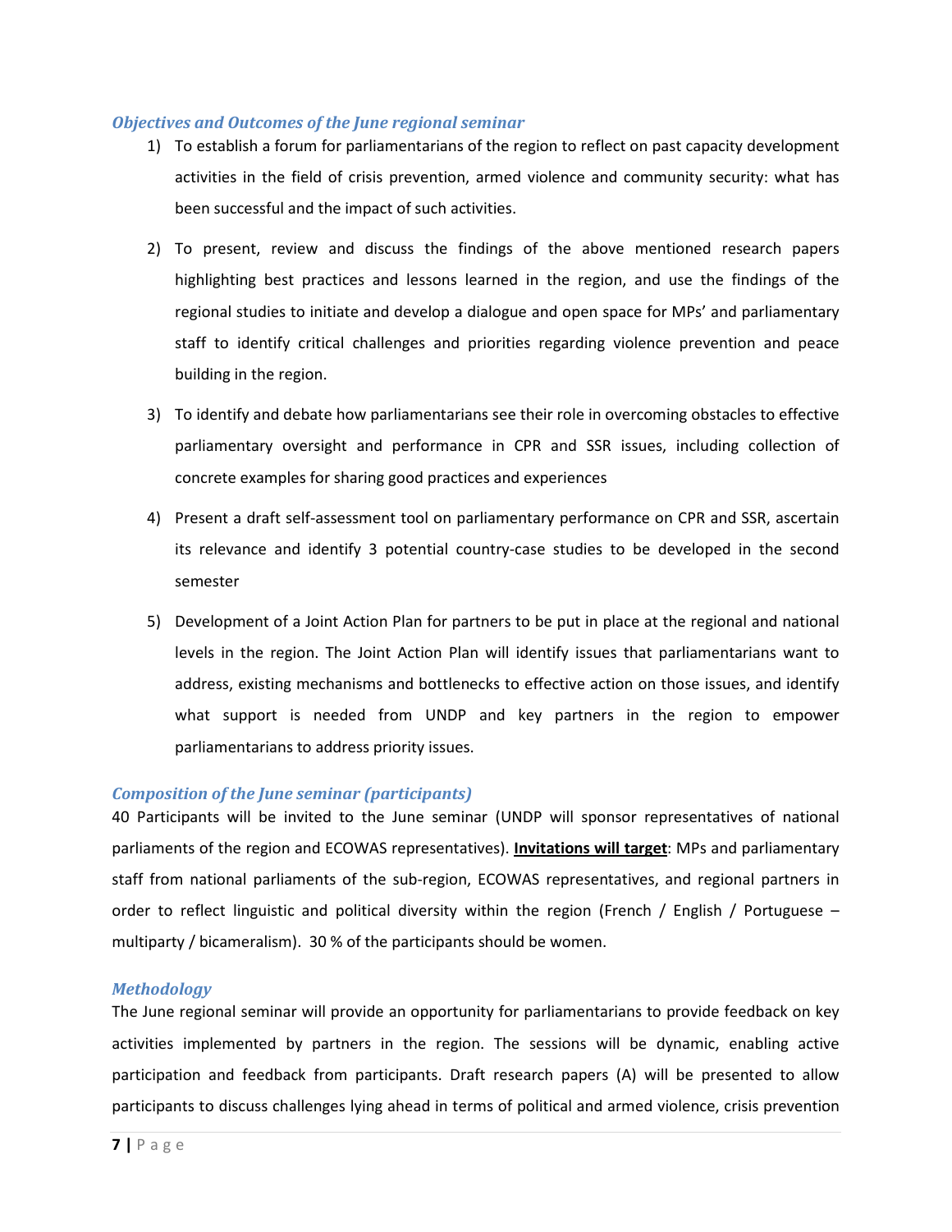### *Objectives and Outcomes of the June regional seminar*

1) To establish a forum for parliamentarians of the region to reflect on past capacity development activities in the field of crisis prevention, armed violence and community security: what has been successful and the impact of such activities.

2) To present, review and discuss the findings of the above mentioned research papers highlighting best practices and lessons learned in the region, and use the findings of the regional studies to initiate and develop a dialogue and open space for MPs' and parliamentary staff to identify critical challenges and priorities regarding violence prevention and peace building in the region.

3) To identify and debate how parliamentarians see their role in overcoming obstacles to effective parliamentary oversight and performance in CPR and SSR issues, including collection of concrete examples for sharing good practices and experiences

4) Present a draft self-assessment tool on parliamentary performance on CPR and SSR, ascertain its relevance and identify 3 potential country-case studies to be developed in the second semester

5) Development of a Joint Action Plan for partners to be put in place at the regional and national levels in the region. The Joint Action Plan will identify issues that parliamentarians want to address, existing mechanisms and bottlenecks to effective action on those issues, and identify what support is needed from UNDP and key partners in the region to empower parliamentarians to address priority issues.

### *Composition of the June seminar (participants)*

40 Participants will be invited to the June seminar (UNDP will sponsor representatives of national parliaments of the region and ECOWAS representatives). **Invitations will target**: MPs and parliamentary staff from national parliaments of the sub-region, ECOWAS representatives, and regional partners in order to reflect linguistic and political diversity within the region (French / English / Portuguese – multiparty / bicameralism). 30 % of the participants should be women.

### *Methodology*

The June regional seminar will provide an opportunity for parliamentarians to provide feedback on key activities implemented by partners in the region. The sessions will be dynamic, enabling active participation and feedback from participants. Draft research papers (A) will be presented to allow participants to discuss challenges lying ahead in terms of political and armed violence, crisis prevention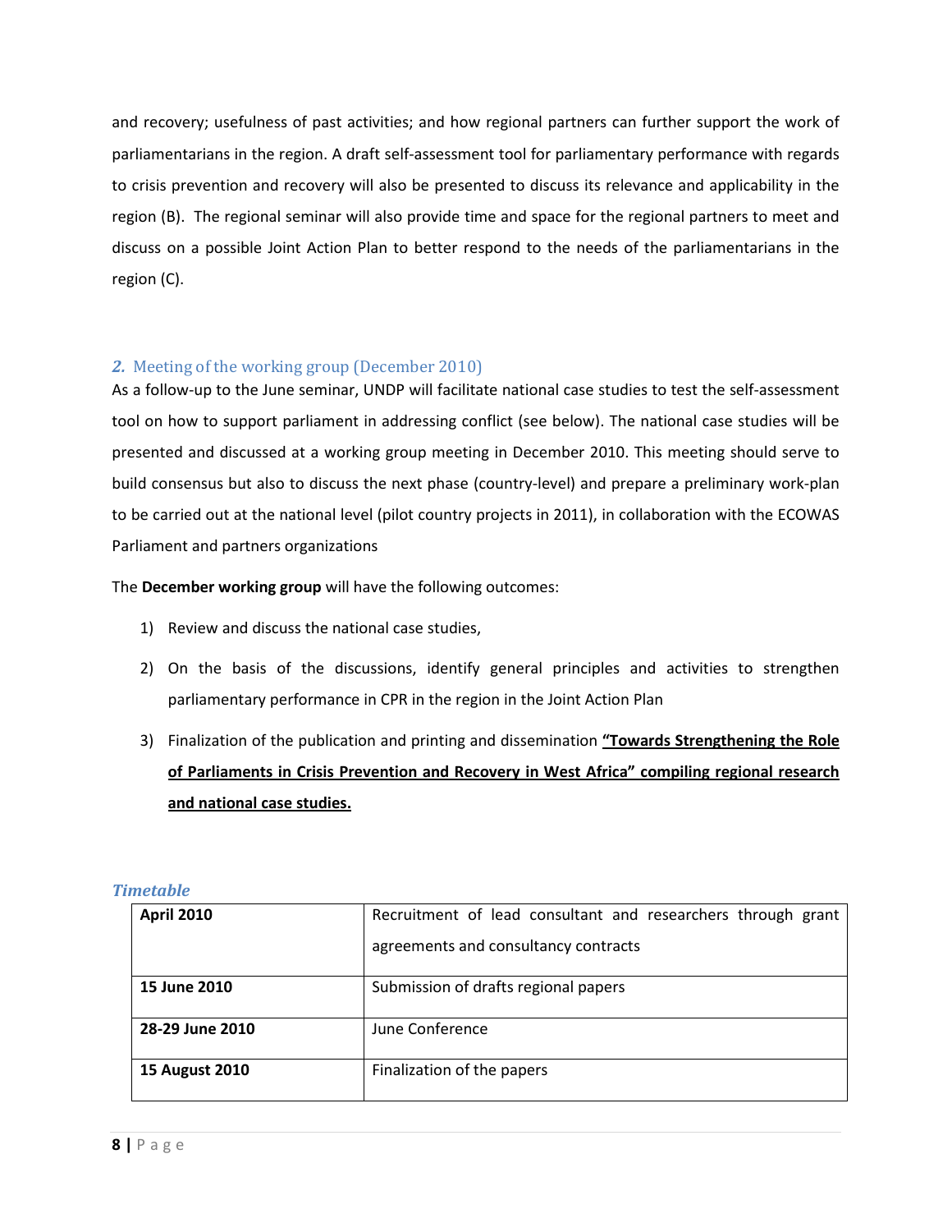and recovery; usefulness of past activities; and how regional partners can further support the work of parliamentarians in the region. A draft self-assessment tool for parliamentary performance with regards to crisis prevention and recovery will also be presented to discuss its relevance and applicability in the region (B). The regional seminar will also provide time and space for the regional partners to meet and discuss on a possible Joint Action Plan to better respond to the needs of the parliamentarians in the region (C).

### *2.* Meeting of the working group (December 2010)

As a follow-up to the June seminar, UNDP will facilitate national case studies to test the self-assessment tool on how to support parliament in addressing conflict (see below). The national case studies will be presented and discussed at a working group meeting in December 2010. This meeting should serve to build consensus but also to discuss the next phase (country-level) and prepare a preliminary work-plan to be carried out at the national level (pilot country projects in 2011), in collaboration with the ECOWAS Parliament and partners organizations

The **December working group** will have the following outcomes:

1) Review and discuss the national case studies,
2) On the basis of the discussions, identify general principles and activities to strengthen parliamentary performance in CPR in the region in the Joint Action Plan
3) Finalization of the publication and printing and dissemination **"Towards Strengthening the Role of Parliaments in Crisis Prevention and Recovery in West Africa" compiling regional research and national case studies.**

#### *Timetable*

| | |
|---|---|
| **April 2010** | Recruitment of lead consultant and researchers through grant agreements and consultancy contracts |
| **15 June 2010** | Submission of drafts regional papers |
| **28-29 June 2010** | June Conference |
| **15 August 2010** | Finalization of the papers |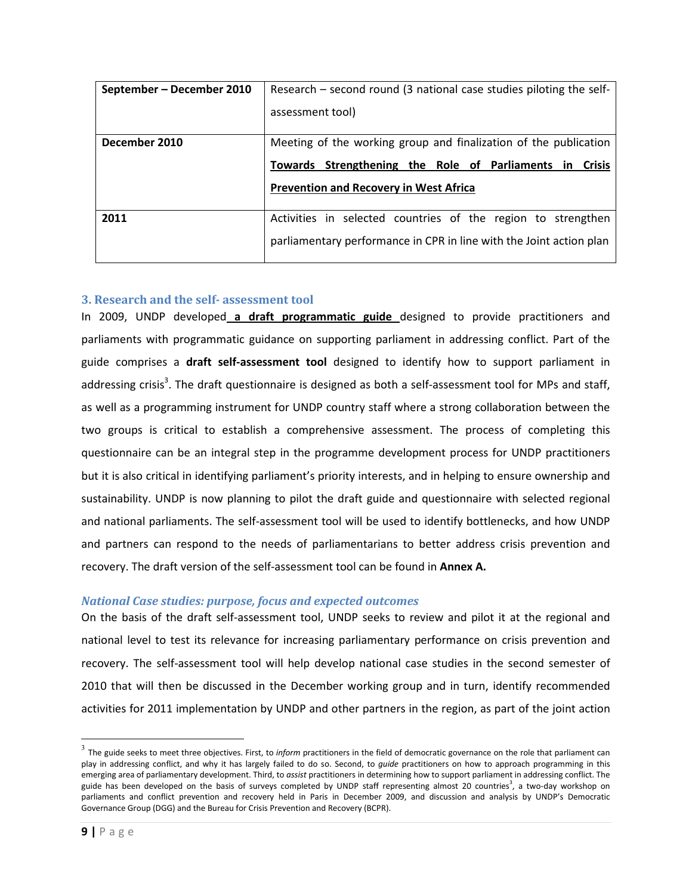| September – December 2010 | Research – second round (3 national case studies piloting the self-assessment tool) |
|---|---|
| **December 2010** | Meeting of the working group and finalization of the publication **Towards Strengthening the Role of Parliaments in Crisis Prevention and Recovery in West Africa** |
| **2011** | Activities in selected countries of the region to strengthen parliamentary performance in CPR in line with the Joint action plan |

### 3. Research and the self- assessment tool

In 2009, UNDP developed **a draft programmatic guide** designed to provide practitioners and parliaments with programmatic guidance on supporting parliament in addressing conflict. Part of the guide comprises a **draft self-assessment tool** designed to identify how to support parliament in addressing crisis[3]. The draft questionnaire is designed as both a self-assessment tool for MPs and staff, as well as a programming instrument for UNDP country staff where a strong collaboration between the two groups is critical to establish a comprehensive assessment. The process of completing this questionnaire can be an integral step in the programme development process for UNDP practitioners but it is also critical in identifying parliament's priority interests, and in helping to ensure ownership and sustainability. UNDP is now planning to pilot the draft guide and questionnaire with selected regional and national parliaments. The self-assessment tool will be used to identify bottlenecks, and how UNDP and partners can respond to the needs of parliamentarians to better address crisis prevention and recovery. The draft version of the self-assessment tool can be found in **Annex A.**

#### *National Case studies: purpose, focus and expected outcomes*

On the basis of the draft self-assessment tool, UNDP seeks to review and pilot it at the regional and national level to test its relevance for increasing parliamentary performance on crisis prevention and recovery. The self-assessment tool will help develop national case studies in the second semester of 2010 that will then be discussed in the December working group and in turn, identify recommended activities for 2011 implementation by UNDP and other partners in the region, as part of the joint action

---

[3] The guide seeks to meet three objectives. First, to *inform* practitioners in the field of democratic governance on the role that parliament can play in addressing conflict, and why it has largely failed to do so. Second, to *guide* practitioners on how to approach programming in this emerging area of parliamentary development. Third, to *assist* practitioners in determining how to support parliament in addressing conflict. The guide has been developed on the basis of surveys completed by UNDP staff representing almost 20 countries[3], a two-day workshop on parliaments and conflict prevention and recovery held in Paris in December 2009, and discussion and analysis by UNDP's Democratic Governance Group (DGG) and the Bureau for Crisis Prevention and Recovery (BCPR).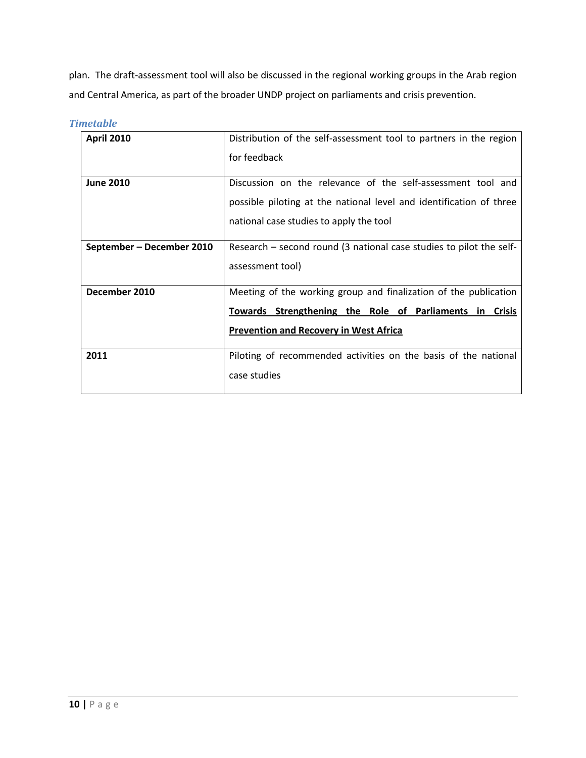plan. The draft-assessment tool will also be discussed in the regional working groups in the Arab region and Central America, as part of the broader UNDP project on parliaments and crisis prevention.

### *Timetable*

| | |
|---|---|
| **April 2010** | Distribution of the self-assessment tool to partners in the region for feedback |
| **June 2010** | Discussion on the relevance of the self-assessment tool and possible piloting at the national level and identification of three national case studies to apply the tool |
| **September – December 2010** | Research – second round (3 national case studies to pilot the self-assessment tool) |
| **December 2010** | Meeting of the working group and finalization of the publication <u>**Towards Strengthening the Role of Parliaments in Crisis Prevention and Recovery in West Africa**</u> |
| **2011** | Piloting of recommended activities on the basis of the national case studies |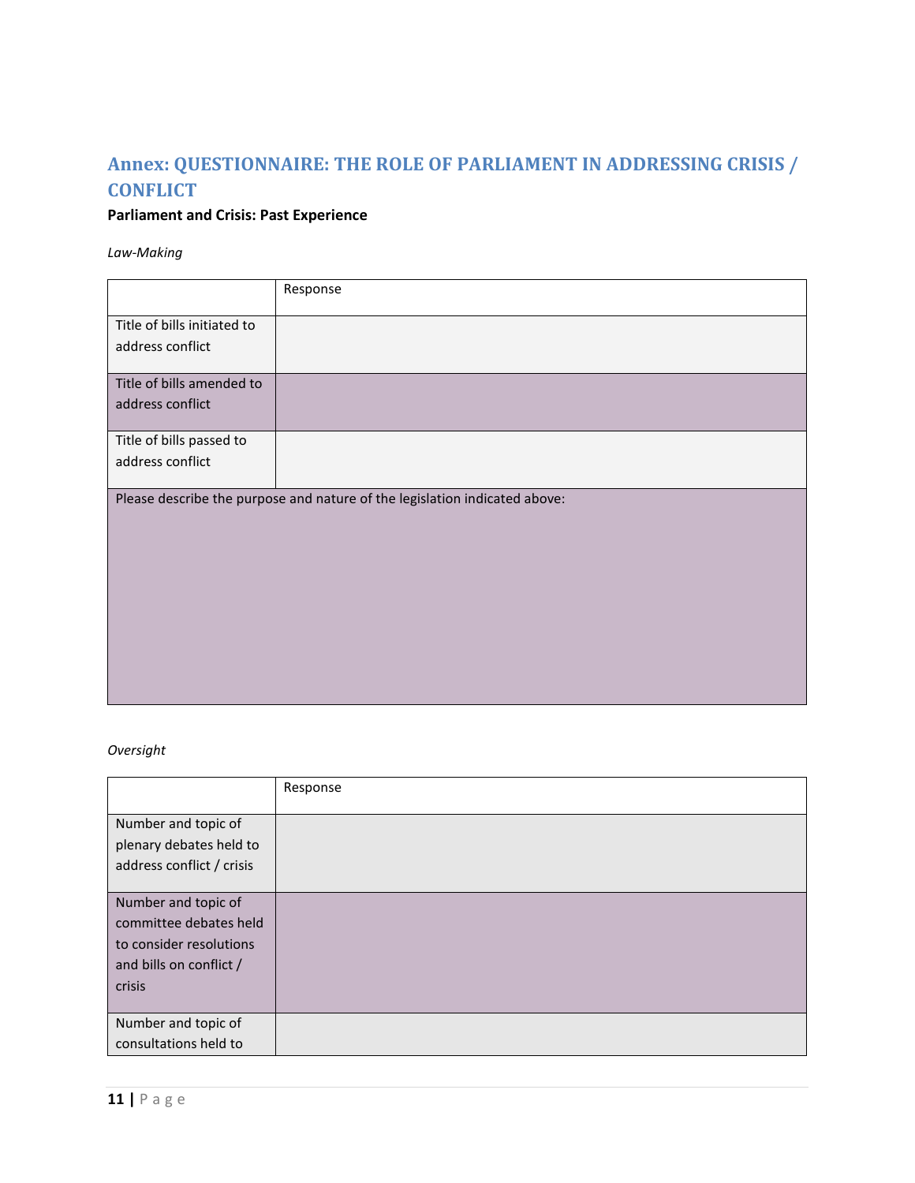## Annex: QUESTIONNAIRE: THE ROLE OF PARLIAMENT IN ADDRESSING CRISIS / CONFLICT

**Parliament and Crisis: Past Experience**

*Law-Making*

| | Response |
|---|---|
| Title of bills initiated to address conflict | |
| Title of bills amended to address conflict | |
| Title of bills passed to address conflict | |
| Please describe the purpose and nature of the legislation indicated above: | |

*Oversight*

| | Response |
|---|---|
| Number and topic of plenary debates held to address conflict / crisis | |
| Number and topic of committee debates held to consider resolutions and bills on conflict / crisis | |
| Number and topic of consultations held to | |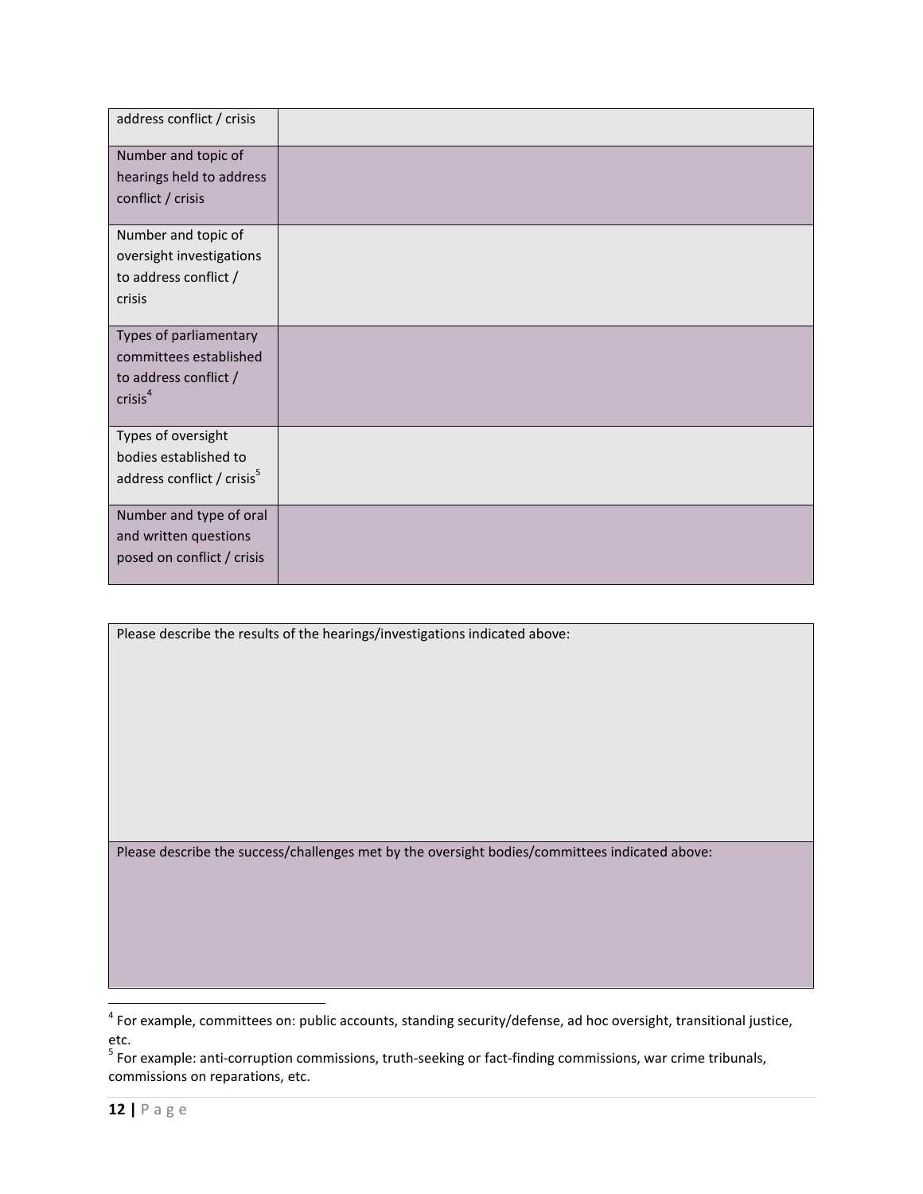| address conflict / crisis | |
|---|---|
| Number and topic of hearings held to address conflict / crisis | |
| Number and topic of oversight investigations to address conflict / crisis | |
| Types of parliamentary committees established to address conflict / crisis[4] | |
| Types of oversight bodies established to address conflict / crisis[5] | |
| Number and type of oral and written questions posed on conflict / crisis | |

| Please describe the results of the hearings/investigations indicated above: |
|---|
| |
| Please describe the success/challenges met by the oversight bodies/committees indicated above: |
| |

[4] For example, committees on: public accounts, standing security/defense, ad hoc oversight, transitional justice, etc.

[5] For example: anti-corruption commissions, truth-seeking or fact-finding commissions, war crime tribunals, commissions on reparations, etc.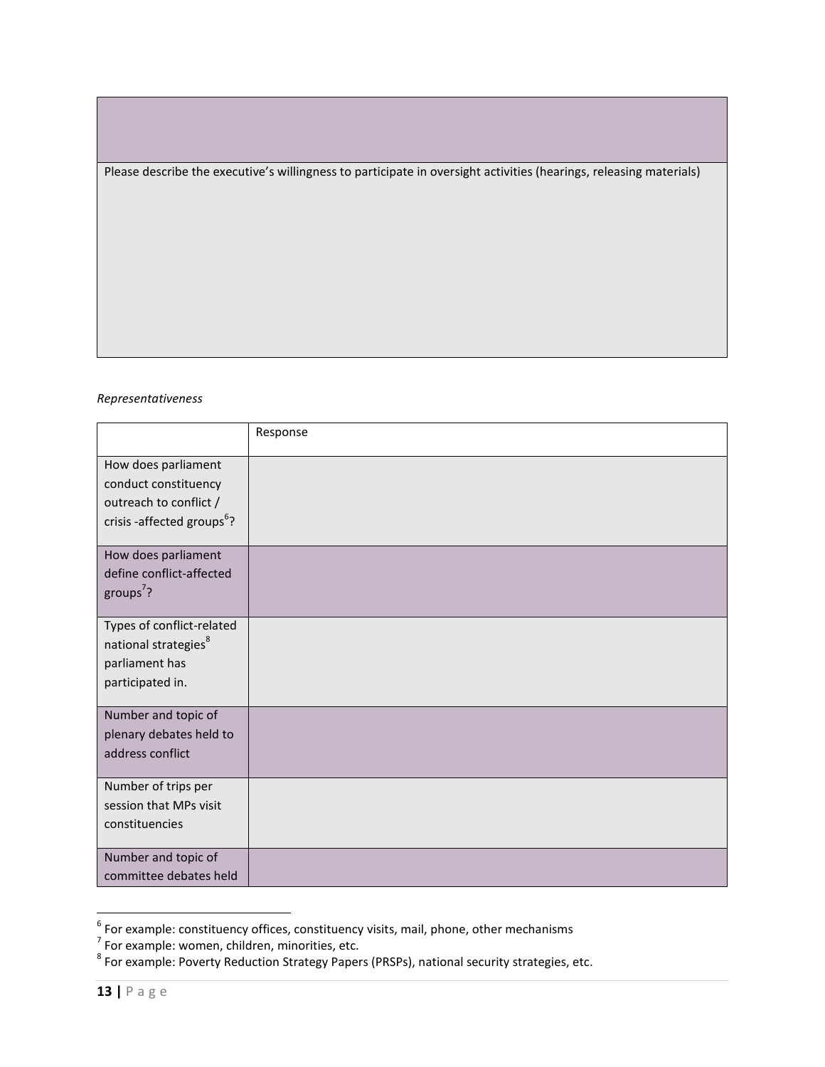| |
| --- |
| |
| Please describe the executive's willingness to participate in oversight activities (hearings, releasing materials) |

*Representativeness*

| | Response |
| --- | --- |
| How does parliament conduct constituency outreach to conflict / crisis -affected groups[6]? | |
| How does parliament define conflict-affected groups[7]? | |
| Types of conflict-related national strategies[8] parliament has participated in. | |
| Number and topic of plenary debates held to address conflict | |
| Number of trips per session that MPs visit constituencies | |
| Number and topic of committee debates held | |

[6] For example: constituency offices, constituency visits, mail, phone, other mechanisms

[7] For example: women, children, minorities, etc.

[8] For example: Poverty Reduction Strategy Papers (PRSPs), national security strategies, etc.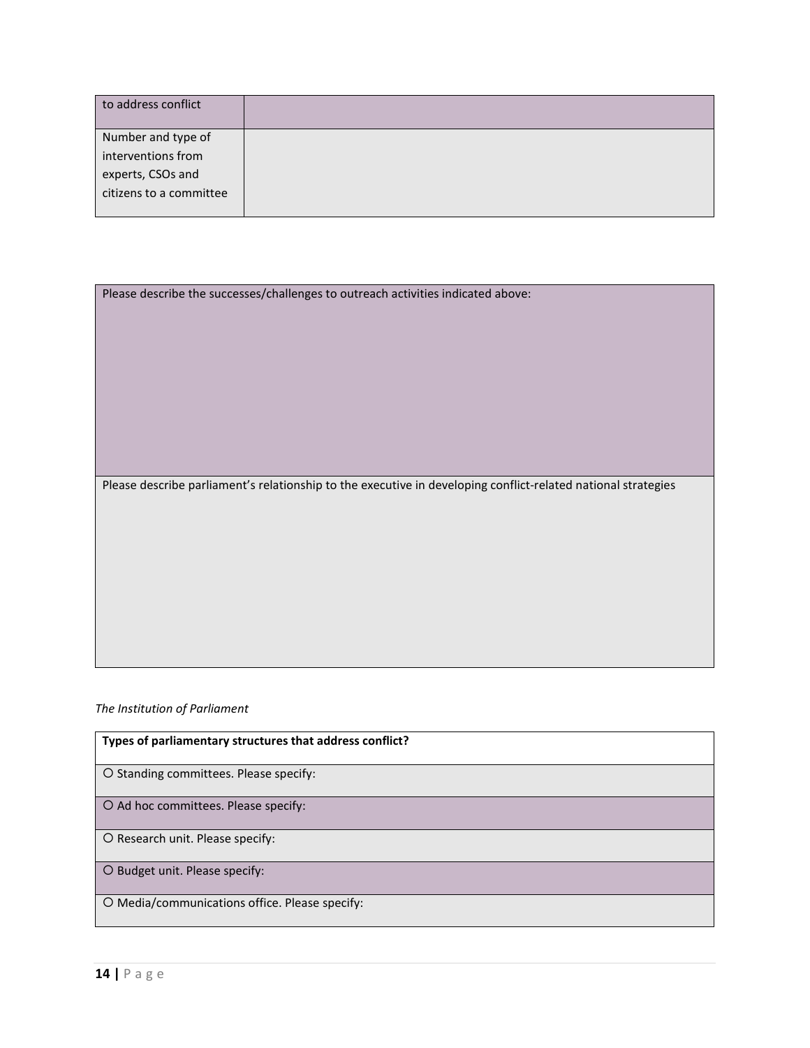| to address conflict | |
|---|---|
| Number and type of interventions from experts, CSOs and citizens to a committee | |

| Please describe the successes/challenges to outreach activities indicated above: |
|---|
| Please describe parliament's relationship to the executive in developing conflict-related national strategies |

*The Institution of Parliament*

| **Types of parliamentary structures that address conflict?** |
|---|
| ○ Standing committees. Please specify: |
| ○ Ad hoc committees. Please specify: |
| ○ Research unit. Please specify: |
| ○ Budget unit. Please specify: |
| ○ Media/communications office. Please specify: |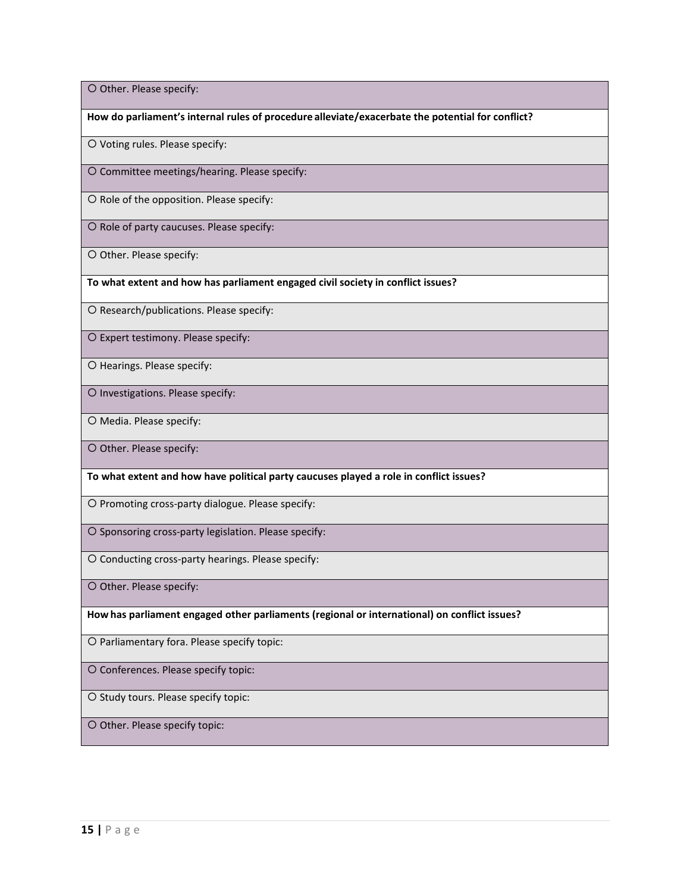○ Other. Please specify:

**How do parliament's internal rules of procedure alleviate/exacerbate the potential for conflict?**

○ Voting rules. Please specify:

○ Committee meetings/hearing. Please specify:

○ Role of the opposition. Please specify:

○ Role of party caucuses. Please specify:

○ Other. Please specify:

**To what extent and how has parliament engaged civil society in conflict issues?**

○ Research/publications. Please specify:

○ Expert testimony. Please specify:

○ Hearings. Please specify:

○ Investigations. Please specify:

○ Media. Please specify:

○ Other. Please specify:

**To what extent and how have political party caucuses played a role in conflict issues?**

○ Promoting cross-party dialogue. Please specify:

○ Sponsoring cross-party legislation. Please specify:

○ Conducting cross-party hearings. Please specify:

○ Other. Please specify:

**How has parliament engaged other parliaments (regional or international) on conflict issues?**

○ Parliamentary fora. Please specify topic:

○ Conferences. Please specify topic:

○ Study tours. Please specify topic:

○ Other. Please specify topic: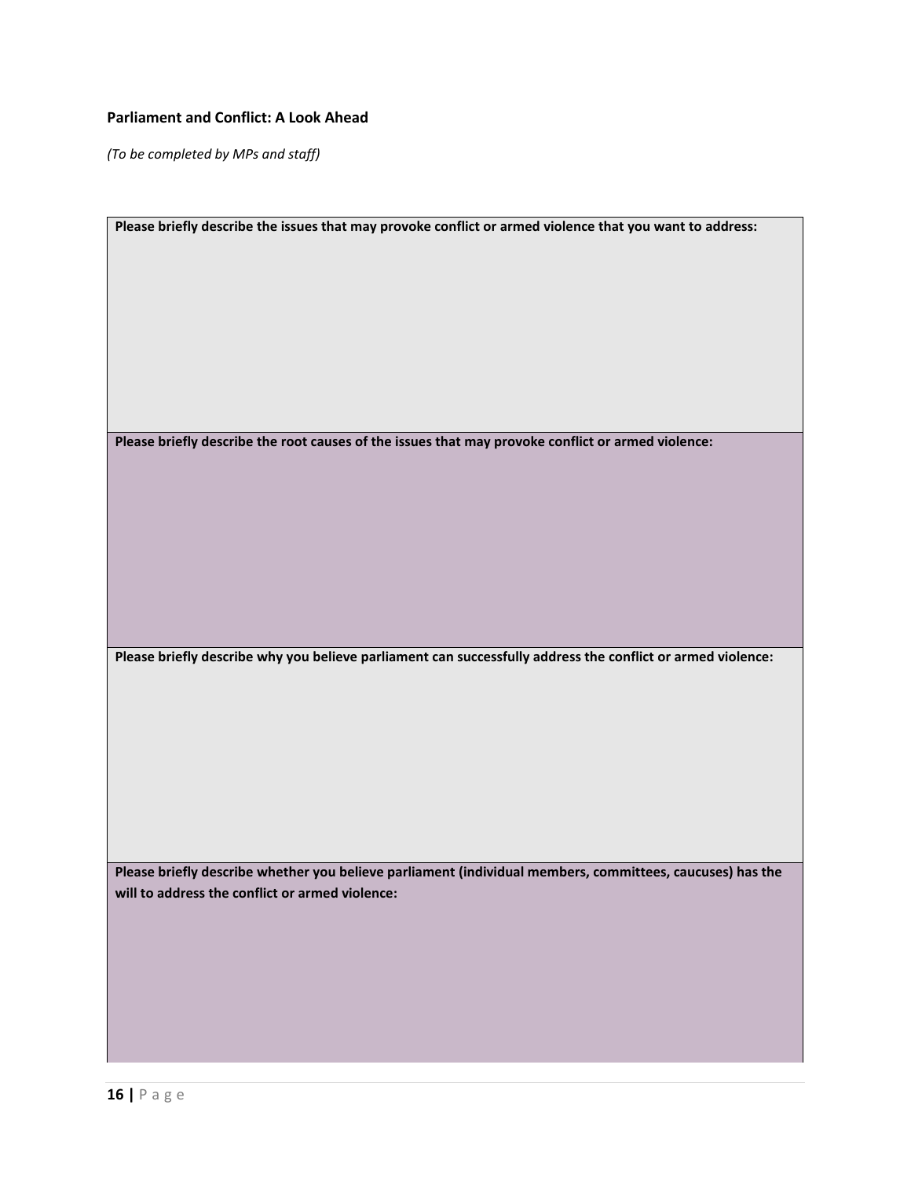### Parliament and Conflict: A Look Ahead

*(To be completed by MPs and staff)*

| **Please briefly describe the issues that may provoke conflict or armed violence that you want to address:** |
|---|
| |
| **Please briefly describe the root causes of the issues that may provoke conflict or armed violence:** |
| |
| **Please briefly describe why you believe parliament can successfully address the conflict or armed violence:** |
| |
| **Please briefly describe whether you believe parliament (individual members, committees, caucuses) has the will to address the conflict or armed violence:** |
| |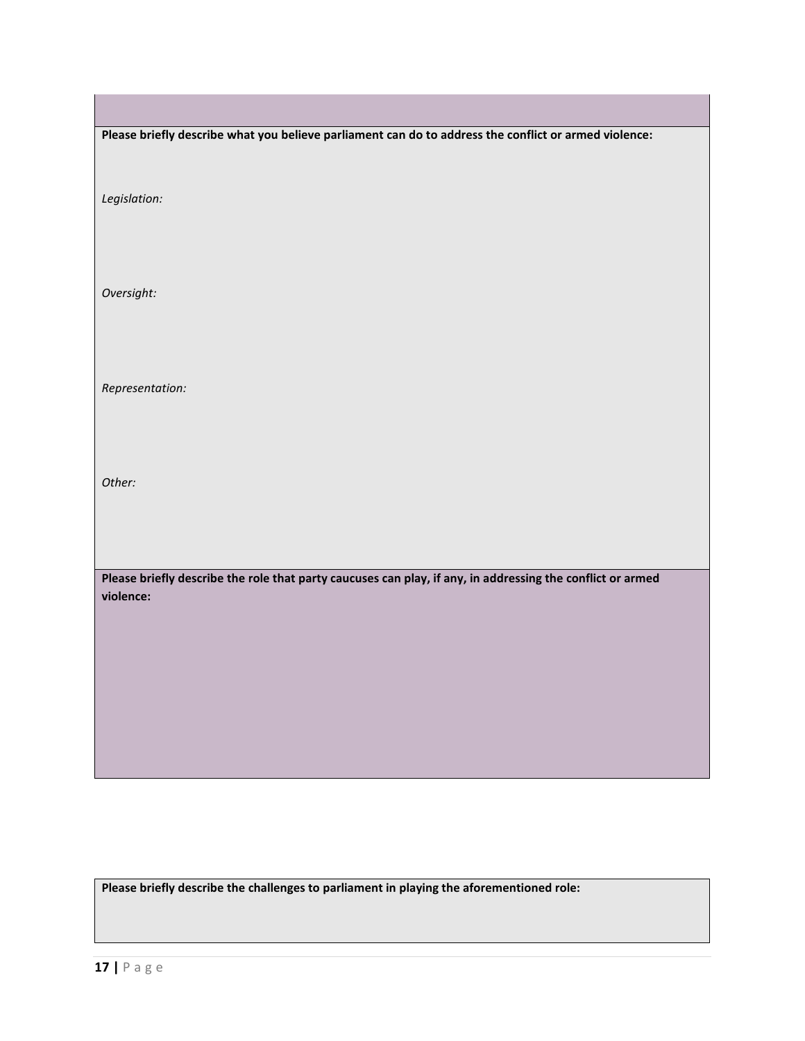**Please briefly describe what you believe parliament can do to address the conflict or armed violence:**

*Legislation:*

*Oversight:*

*Representation:*

*Other:*

**Please briefly describe the role that party caucuses can play, if any, in addressing the conflict or armed violence:**

**Please briefly describe the challenges to parliament in playing the aforementioned role:**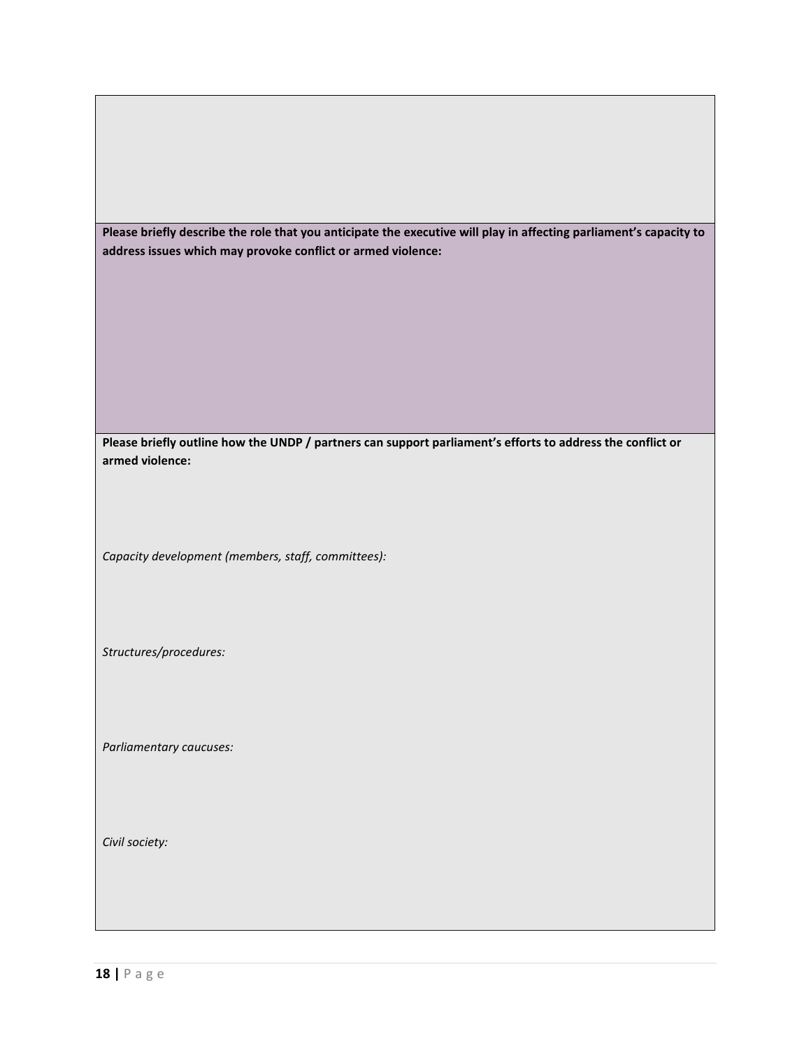**Please briefly describe the role that you anticipate the executive will play in affecting parliament's capacity to address issues which may provoke conflict or armed violence:**

**Please briefly outline how the UNDP / partners can support parliament's efforts to address the conflict or armed violence:**

*Capacity development (members, staff, committees):*

*Structures/procedures:*

*Parliamentary caucuses:*

*Civil society:*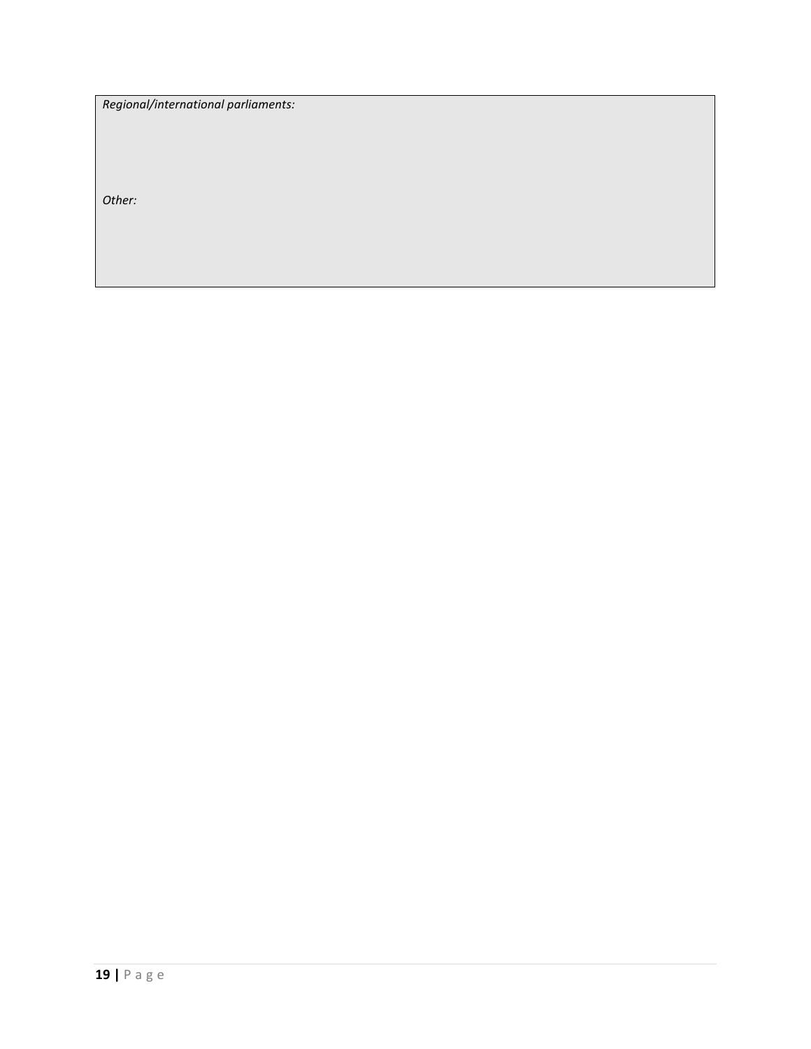*Regional/international parliaments:*

*Other:*